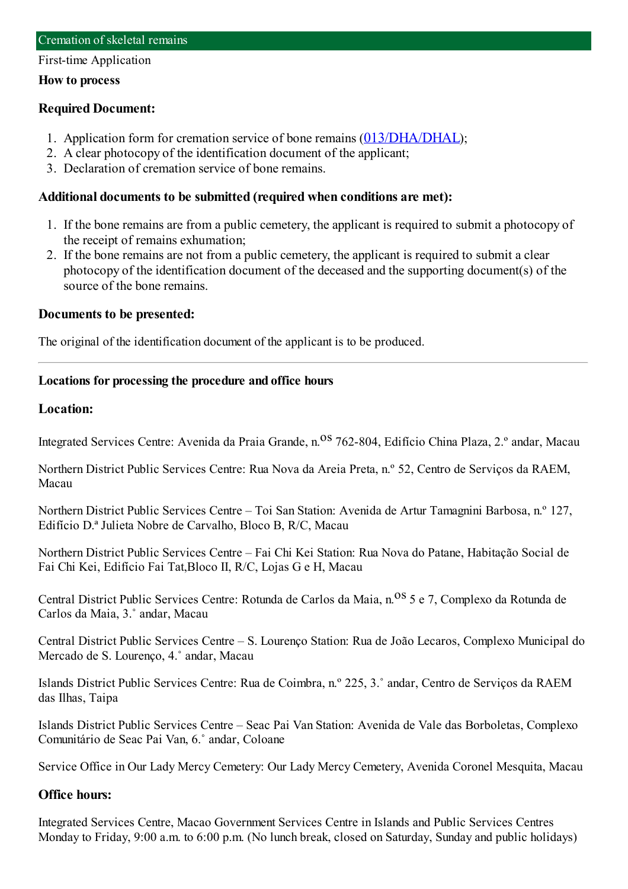## Cremation of skeletal remains

First-time Application

**How to process**

### Required Document:

1. Application form for cremation service of bone remains (013/DHA/DHAL);
2. A clear photocopy of the identification document of the applicant;
3. Declaration of cremation service of bone remains.

### Additional documents to be submitted (required when conditions are met):

1. If the bone remains are from a public cemetery, the applicant is required to submit a photocopy of the receipt of remains exhumation;
2. If the bone remains are not from a public cemetery, the applicant is required to submit a clear photocopy of the identification document of the deceased and the supporting document(s) of the source of the bone remains.

### Documents to be presented:

The original of the identification document of the applicant is to be produced.

---

**Locations for processing the procedure and office hours**

### Location:

Integrated Services Centre: Avenida da Praia Grande, n.os 762-804, Edifício China Plaza, 2.º andar, Macau

Northern District Public Services Centre: Rua Nova da Areia Preta, n.º 52, Centro de Serviços da RAEM, Macau

Northern District Public Services Centre – Toi San Station: Avenida de Artur Tamagnini Barbosa, n.º 127, Edifício D.ª Julieta Nobre de Carvalho, Bloco B, R/C, Macau

Northern District Public Services Centre – Fai Chi Kei Station: Rua Nova do Patane, Habitação Social de Fai Chi Kei, Edifício Fai Tat,Bloco II, R/C, Lojas G e H, Macau

Central District Public Services Centre: Rotunda de Carlos da Maia, n.os 5 e 7, Complexo da Rotunda de Carlos da Maia, 3.˚ andar, Macau

Central District Public Services Centre – S. Lourenço Station: Rua de João Lecaros, Complexo Municipal do Mercado de S. Lourenço, 4.˚ andar, Macau

Islands District Public Services Centre: Rua de Coimbra, n.º 225, 3.˚ andar, Centro de Serviços da RAEM das Ilhas, Taipa

Islands District Public Services Centre – Seac Pai Van Station: Avenida de Vale das Borboletas, Complexo Comunitário de Seac Pai Van, 6.˚ andar, Coloane

Service Office in Our Lady Mercy Cemetery: Our Lady Mercy Cemetery, Avenida Coronel Mesquita, Macau

### Office hours:

Integrated Services Centre, Macao Government Services Centre in Islands and Public Services Centres
Monday to Friday, 9:00 a.m. to 6:00 p.m. (No lunch break, closed on Saturday, Sunday and public holidays)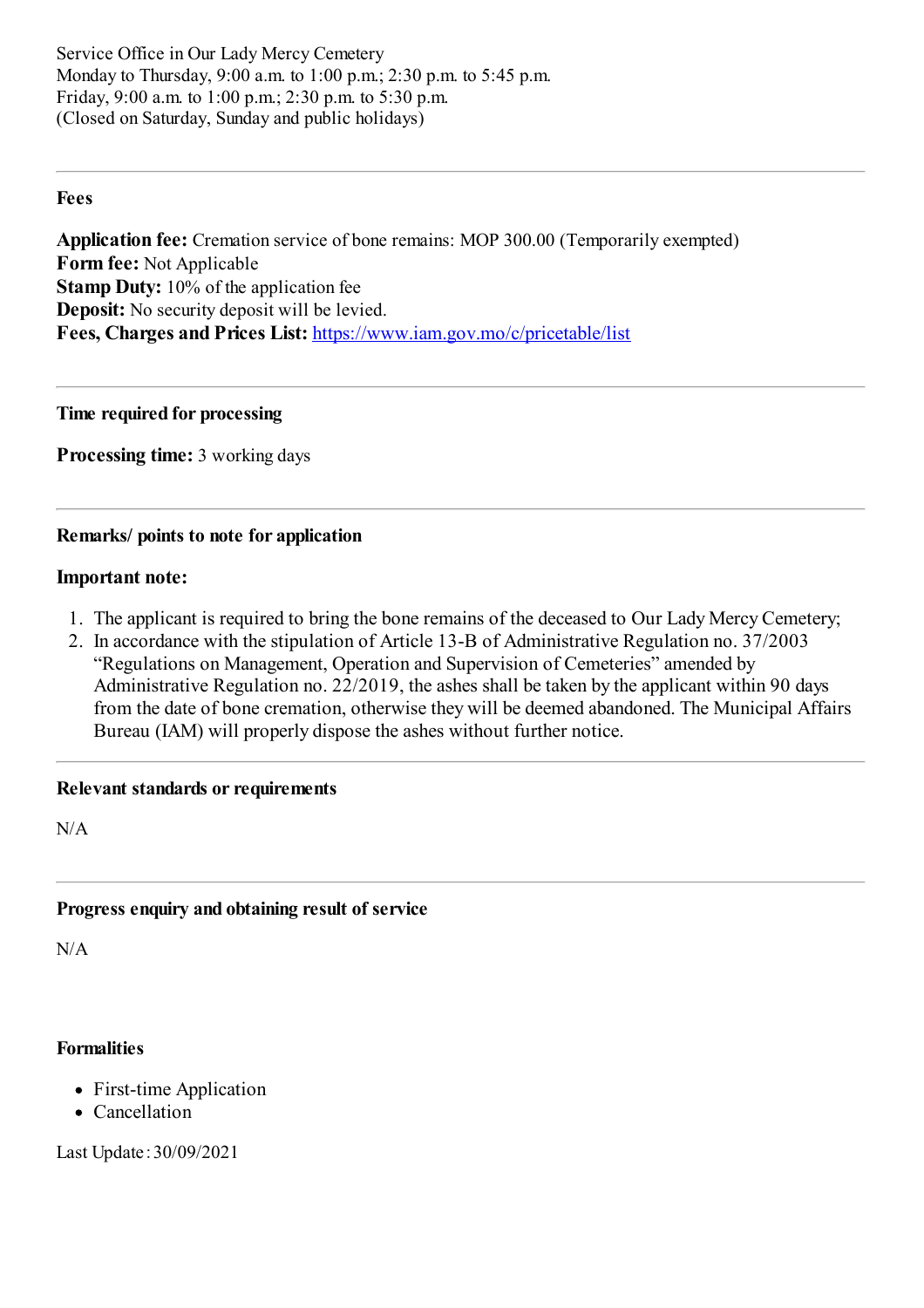Service Office in Our Lady Mercy Cemetery
Monday to Thursday, 9:00 a.m. to 1:00 p.m.; 2:30 p.m. to 5:45 p.m.
Friday, 9:00 a.m. to 1:00 p.m.; 2:30 p.m. to 5:30 p.m.
(Closed on Saturday, Sunday and public holidays)

---

### Fees

**Application fee:** Cremation service of bone remains: MOP 300.00 (Temporarily exempted)
**Form fee:** Not Applicable
**Stamp Duty:** 10% of the application fee
**Deposit:** No security deposit will be levied.
**Fees, Charges and Prices List:** [https://www.iam.gov.mo/c/pricetable/list](https://www.iam.gov.mo/c/pricetable/list)

---

### Time required for processing

**Processing time:** 3 working days

---

### Remarks/ points to note for application

#### Important note:

1. The applicant is required to bring the bone remains of the deceased to Our Lady Mercy Cemetery;
2. In accordance with the stipulation of Article 13-B of Administrative Regulation no. 37/2003 "Regulations on Management, Operation and Supervision of Cemeteries" amended by Administrative Regulation no. 22/2019, the ashes shall be taken by the applicant within 90 days from the date of bone cremation, otherwise they will be deemed abandoned. The Municipal Affairs Bureau (IAM) will properly dispose the ashes without further notice.

---

### Relevant standards or requirements

N/A

---

### Progress enquiry and obtaining result of service

N/A

### Formalities

- First-time Application
- Cancellation

Last Update : 30/09/2021